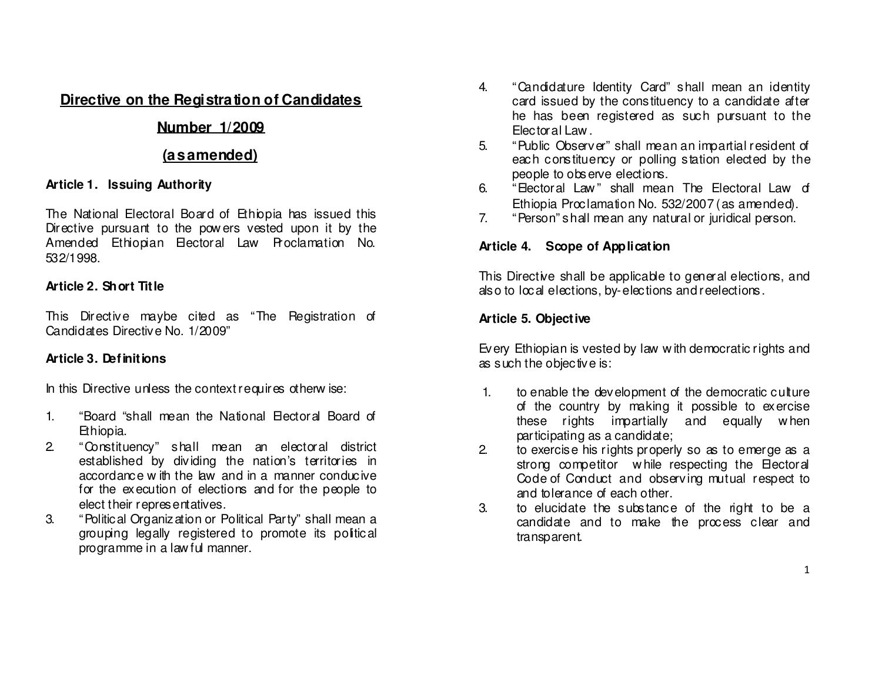# Directive on the Registration of Candidates

## Number 1/2009

## (as amended)

**Article 1. Issuing Authority**

The National Electoral Board of Ethiopia has issued this Directive pursuant to the powers vested upon it by the Amended Ethiopian Electoral Law Proclamation No. 532/1998.

**Article 2. Short Title**

This Directive maybe cited as "The Registration of Candidates Directive No. 1/2009"

**Article 3. Definitions**

In this Directive unless the context requires otherwise:

1. "Board "shall mean the National Electoral Board of Ethiopia.
2. "Constituency" shall mean an electoral district established by dividing the nation's territories in accordance with the law and in a manner conducive for the execution of elections and for the people to elect their representatives.
3. "Political Organization or Political Party" shall mean a grouping legally registered to promote its political programme in a lawful manner.
4. "Candidature Identity Card" shall mean an identity card issued by the constituency to a candidate after he has been registered as such pursuant to the Electoral Law.
5. "Public Observer" shall mean an impartial resident of each constituency or polling station elected by the people to observe elections.
6. "Electoral Law" shall mean The Electoral Law of Ethiopia Proclamation No. 532/2007 (as amended).
7. "Person" shall mean any natural or juridical person.

**Article 4. Scope of Application**

This Directive shall be applicable to general elections, and also to local elections, by-elections and reelections.

**Article 5. Objective**

Every Ethiopian is vested by law with democratic rights and as such the objective is:

1. to enable the development of the democratic culture of the country by making it possible to exercise these rights impartially and equally when participating as a candidate;
2. to exercise his rights properly so as to emerge as a strong competitor while respecting the Electoral Code of Conduct and observing mutual respect to and tolerance of each other.
3. to elucidate the substance of the right to be a candidate and to make the process clear and transparent.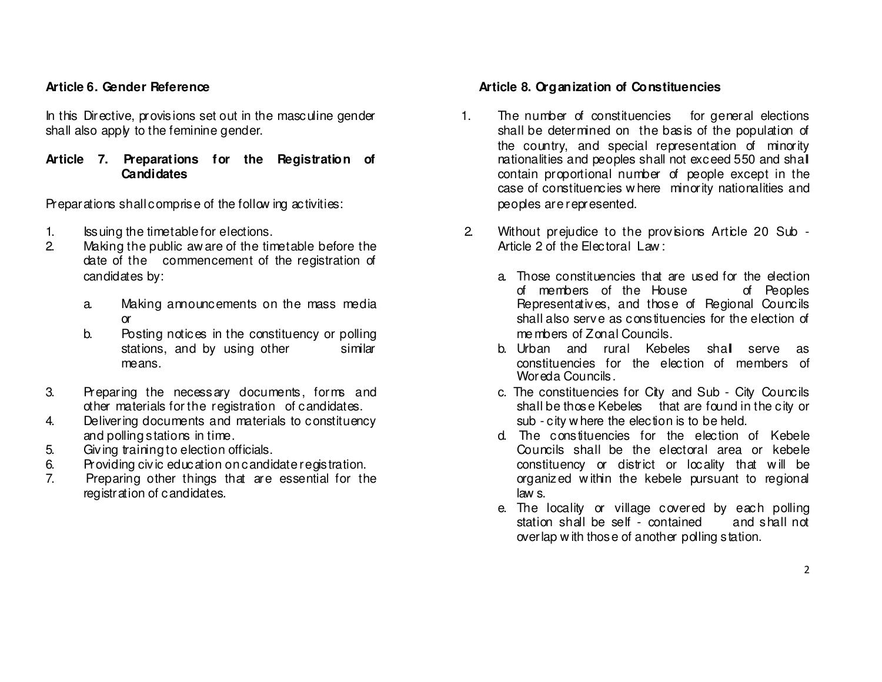**Article 6. Gender Reference**

In this Directive, provisions set out in the masculine gender shall also apply to the feminine gender.

**Article 7. Preparations for the Registration of Candidates**

Preparations shall comprise of the following activities:

1. Issuing the timetable for elections.
2. Making the public aware of the timetable before the date of the commencement of the registration of candidates by:
   a. Making announcements on the mass media or
   b. Posting notices in the constituency or polling stations, and by using other similar means.
3. Preparing the necessary documents, forms and other materials for the registration of candidates.
4. Delivering documents and materials to constituency and polling stations in time.
5. Giving training to election officials.
6. Providing civic education on candidate registration.
7. Preparing other things that are essential for the registration of candidates.

**Article 8. Organization of Constituencies**

1. The number of constituencies for general elections shall be determined on the basis of the population of the country, and special representation of minority nationalities and peoples shall not exceed 550 and shall contain proportional number of people except in the case of constituencies where minority nationalities and peoples are represented.
2. Without prejudice to the provisions Article 20 Sub - Article 2 of the Electoral Law:
   a. Those constituencies that are used for the election of members of the House of Peoples Representatives, and those of Regional Councils shall also serve as constituencies for the election of members of Zonal Councils.
   b. Urban and rural Kebeles shall serve as constituencies for the election of members of Woreda Councils.
   c. The constituencies for City and Sub - City Councils shall be those Kebeles that are found in the city or sub - city where the election is to be held.
   d. The constituencies for the election of Kebele Councils shall be the electoral area or kebele constituency or district or locality that will be organized within the kebele pursuant to regional laws.
   e. The locality or village covered by each polling station shall be self - contained and shall not overlap with those of another polling station.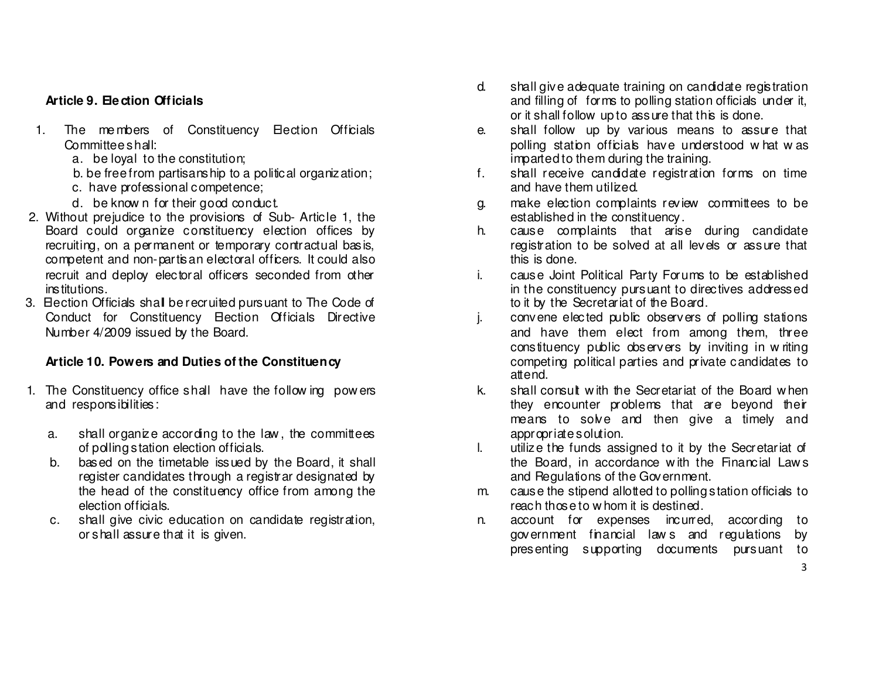### Article 9. Election Officials

1. The members of Constituency Election Officials Committee shall:
   a. be loyal to the constitution;
   b. be free from partisanship to a political organization;
   c. have professional competence;
   d. be known for their good conduct.
2. Without prejudice to the provisions of Sub- Article 1, the Board could organize constituency election offices by recruiting, on a permanent or temporary contractual basis, competent and non-partisan electoral officers. It could also recruit and deploy electoral officers seconded from other institutions.
3. Election Officials shall be recruited pursuant to The Code of Conduct for Constituency Election Officials Directive Number 4/2009 issued by the Board.

### Article 10. Powers and Duties of the Constituency

1. The Constituency office shall have the following powers and responsibilities:
   a. shall organize according to the law, the committees of polling station election officials.
   b. based on the timetable issued by the Board, it shall register candidates through a registrar designated by the head of the constituency office from among the election officials.
   c. shall give civic education on candidate registration, or shall assure that it is given.
   d. shall give adequate training on candidate registration and filling of forms to polling station officials under it, or it shall follow up to assure that this is done.
   e. shall follow up by various means to assure that polling station officials have understood what was imparted to them during the training.
   f. shall receive candidate registration forms on time and have them utilized.
   g. make election complaints review committees to be established in the constituency.
   h. cause complaints that arise during candidate registration to be solved at all levels or assure that this is done.
   i. cause Joint Political Party Forums to be established in the constituency pursuant to directives addressed to it by the Secretariat of the Board.
   j. convene elected public observers of polling stations and have them elect from among them, three constituency public observers by inviting in writing competing political parties and private candidates to attend.
   k. shall consult with the Secretariat of the Board when they encounter problems that are beyond their means to solve and then give a timely and appropriate solution.
   l. utilize the funds assigned to it by the Secretariat of the Board, in accordance with the Financial Laws and Regulations of the Government.
   m. cause the stipend allotted to polling station officials to reach those to whom it is destined.
   n. account for expenses incurred, according to government financial laws and regulations by presenting supporting documents pursuant to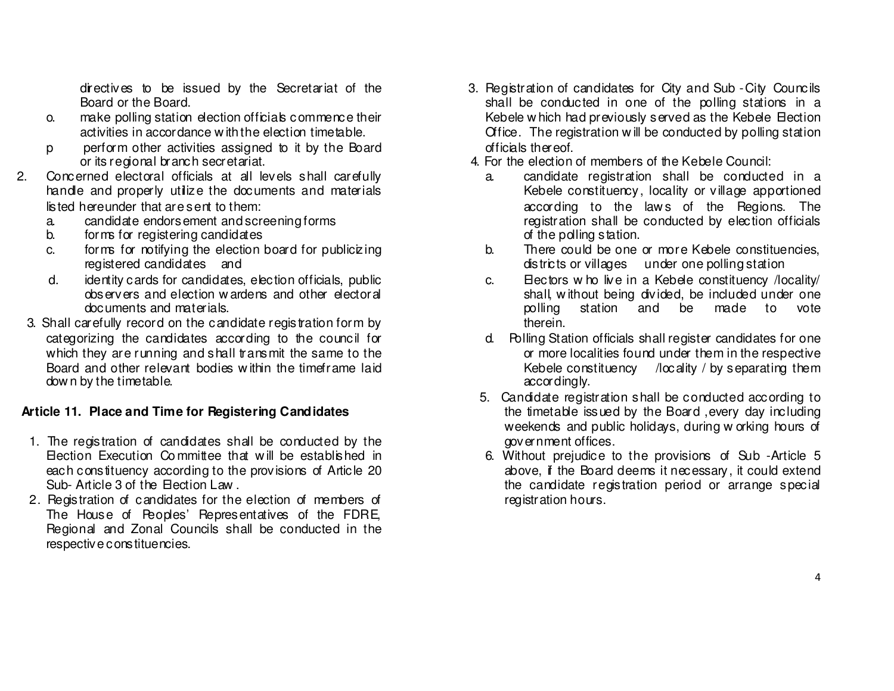directives to be issued by the Secretariat of the Board or the Board.

o. make polling station election officials commence their activities in accordance with the election timetable.

p perform other activities assigned to it by the Board or its regional branch secretariat.

2. Concerned electoral officials at all levels shall carefully handle and properly utilize the documents and materials listed hereunder that are sent to them:
   a. candidate endorsement and screening forms
   b. forms for registering candidates
   c. forms for notifying the election board for publicizing registered candidates and
   d. identity cards for candidates, election officials, public observers and election wardens and other electoral documents and materials.
3. Shall carefully record on the candidate registration form by categorizing the candidates according to the council for which they are running and shall transmit the same to the Board and other relevant bodies within the timeframe laid down by the timetable.

## Article 11. Place and Time for Registering Candidates

1. The registration of candidates shall be conducted by the Election Execution Committee that will be established in each constituency according to the provisions of Article 20 Sub- Article 3 of the Election Law .
2. Registration of candidates for the election of members of The House of Peoples' Representatives of the FDRE, Regional and Zonal Councils shall be conducted in the respective constituencies.
3. Registration of candidates for City and Sub -City Councils shall be conducted in one of the polling stations in a Kebele which had previously served as the Kebele Election Office. The registration will be conducted by polling station officials thereof.
4. For the election of members of the Kebele Council:
   a. candidate registration shall be conducted in a Kebele constituency, locality or village apportioned according to the laws of the Regions. The registration shall be conducted by election officials of the polling station.
   b. There could be one or more Kebele constituencies, districts or villages under one polling station
   c. Electors who live in a Kebele constituency /locality/ shall, without being divided, be included under one polling station and be made to vote therein.
   d. Polling Station officials shall register candidates for one or more localities found under them in the respective Kebele constituency /locality / by separating them accordingly.
5. Candidate registration shall be conducted according to the timetable issued by the Board ,every day including weekends and public holidays, during working hours of government offices.
6. Without prejudice to the provisions of Sub -Article 5 above, if the Board deems it necessary, it could extend the candidate registration period or arrange special registration hours.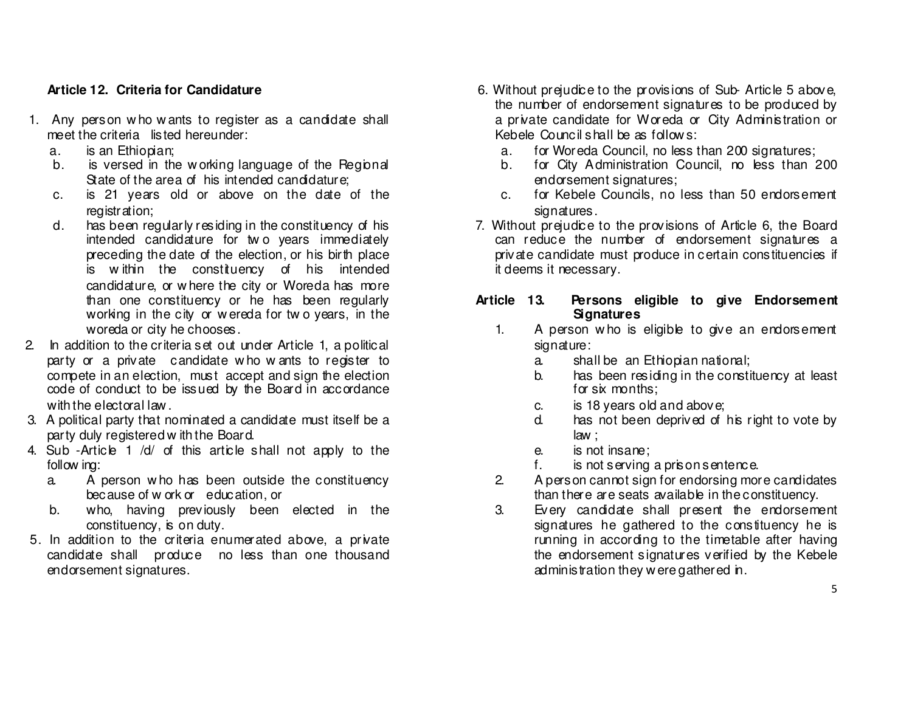### Article 12. Criteria for Candidature

1. Any person who wants to register as a candidate shall meet the criteria listed hereunder:
   a. is an Ethiopian;
   b. is versed in the working language of the Regional State of the area of his intended candidature;
   c. is 21 years old or above on the date of the registration;
   d. has been regularly residing in the constituency of his intended candidature for two years immediately preceding the date of the election, or his birth place is within the constituency of his intended candidature, or where the city or Woreda has more than one constituency or he has been regularly working in the city or wereda for two years, in the woreda or city he chooses.
2. In addition to the criteria set out under Article 1, a political party or a private candidate who wants to register to compete in an election, must accept and sign the election code of conduct to be issued by the Board in accordance with the electoral law.
3. A political party that nominated a candidate must itself be a party duly registered with the Board.
4. Sub -Article 1 /d/ of this article shall not apply to the following:
   a. A person who has been outside the constituency because of work or education, or
   b. who, having previously been elected in the constituency, is on duty.
5. In addition to the criteria enumerated above, a private candidate shall produce no less than one thousand endorsement signatures.
6. Without prejudice to the provisions of Sub- Article 5 above, the number of endorsement signatures to be produced by a private candidate for Woreda or City Administration or Kebele Council shall be as follows:
   a. for Woreda Council, no less than 200 signatures;
   b. for City Administration Council, no less than 200 endorsement signatures;
   c. for Kebele Councils, no less than 50 endorsement signatures.
7. Without prejudice to the provisions of Article 6, the Board can reduce the number of endorsement signatures a private candidate must produce in certain constituencies if it deems it necessary.

### Article 13. Persons eligible to give Endorsement Signatures

1. A person who is eligible to give an endorsement signature:
   a. shall be an Ethiopian national;
   b. has been residing in the constituency at least for six months;
   c. is 18 years old and above;
   d. has not been deprived of his right to vote by law ;
   e. is not insane;
   f. is not serving a prison sentence.
2. A person cannot sign for endorsing more candidates than there are seats available in the constituency.
3. Every candidate shall present the endorsement signatures he gathered to the constituency he is running in according to the timetable after having the endorsement signatures verified by the Kebele administration they were gathered in.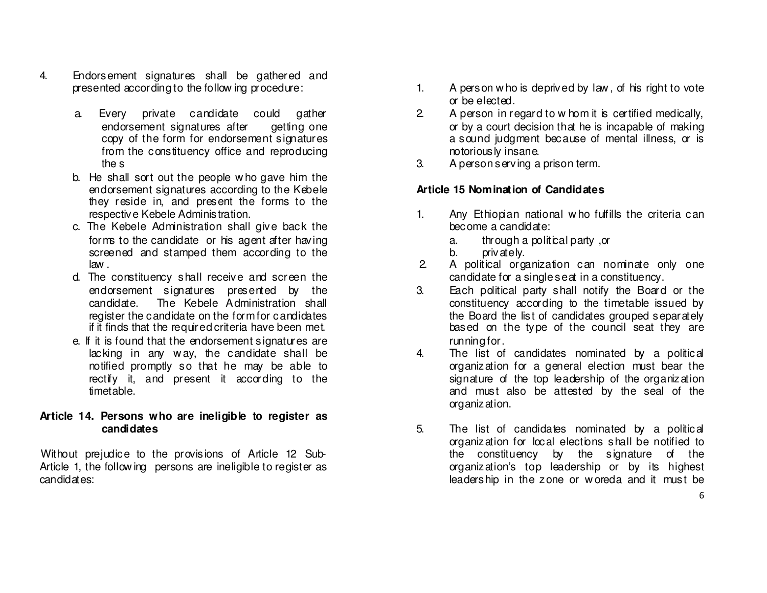4. Endorsement signatures shall be gathered and presented according to the following procedure:

   a. Every private candidate could gather endorsement signatures after getting one copy of the form for endorsement signatures from the constituency office and reproducing the s
   b. He shall sort out the people who gave him the endorsement signatures according to the Kebele they reside in, and present the forms to the respective Kebele Administration.
   c. The Kebele Administration shall give back the forms to the candidate or his agent after having screened and stamped them according to the law.
   d. The constituency shall receive and screen the endorsement signatures presented by the candidate. The Kebele Administration shall register the candidate on the form for candidates if it finds that the required criteria have been met.
   e. If it is found that the endorsement signatures are lacking in any way, the candidate shall be notified promptly so that he may be able to rectify it, and present it according to the timetable.

**Article 14. Persons who are ineligible to register as candidates**

Without prejudice to the provisions of Article 12 Sub-Article 1, the following persons are ineligible to register as candidates:

1. A person who is deprived by law, of his right to vote or be elected.
2. A person in regard to whom it is certified medically, or by a court decision that he is incapable of making a sound judgment because of mental illness, or is notoriously insane.
3. A person serving a prison term.

**Article 15 Nomination of Candidates**

1. Any Ethiopian national who fulfills the criteria can become a candidate:
   a. through a political party ,or
   b. privately.
2. A political organization can nominate only one candidate for a single seat in a constituency.
3. Each political party shall notify the Board or the constituency according to the timetable issued by the Board the list of candidates grouped separately based on the type of the council seat they are running for.
4. The list of candidates nominated by a political organization for a general election must bear the signature of the top leadership of the organization and must also be attested by the seal of the organization.
5. The list of candidates nominated by a political organization for local elections shall be notified to the constituency by the signature of the organization's top leadership or by its highest leadership in the zone or woreda and it must be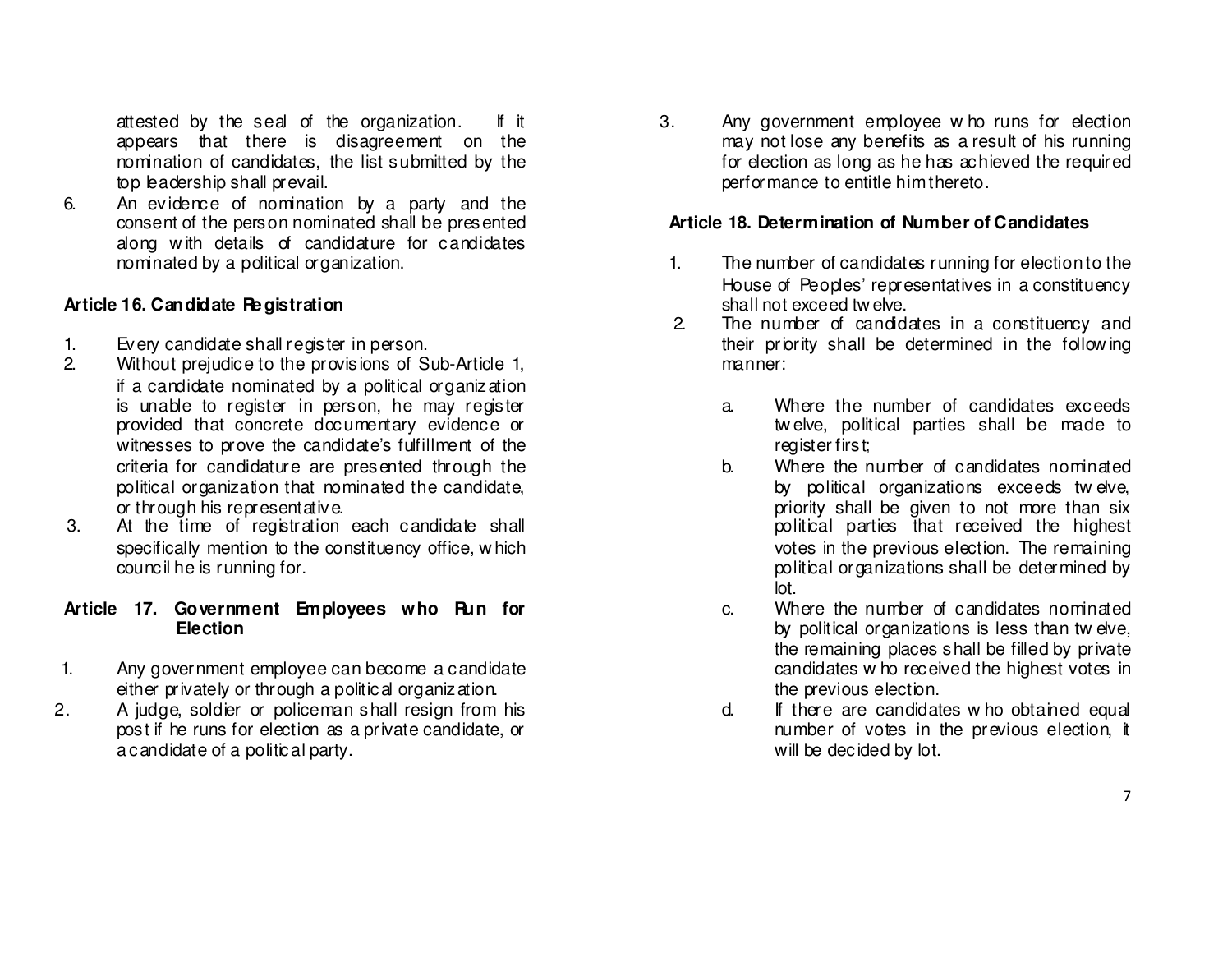attested by the seal of the organization. If it appears that there is disagreement on the nomination of candidates, the list submitted by the top leadership shall prevail.

6. An evidence of nomination by a party and the consent of the person nominated shall be presented along with details of candidature for candidates nominated by a political organization.

### Article 16. Candidate Registration

1. Every candidate shall register in person.
2. Without prejudice to the provisions of Sub-Article 1, if a candidate nominated by a political organization is unable to register in person, he may register provided that concrete documentary evidence or witnesses to prove the candidate's fulfillment of the criteria for candidature are presented through the political organization that nominated the candidate, or through his representative.
3. At the time of registration each candidate shall specifically mention to the constituency office, which council he is running for.

### Article 17. Government Employees who Run for Election

1. Any government employee can become a candidate either privately or through a political organization.
2. A judge, soldier or policeman shall resign from his post if he runs for election as a private candidate, or a candidate of a political party.
3. Any government employee who runs for election may not lose any benefits as a result of his running for election as long as he has achieved the required performance to entitle him thereto.

### Article 18. Determination of Number of Candidates

1. The number of candidates running for election to the House of Peoples' representatives in a constituency shall not exceed twelve.
2. The number of candidates in a constituency and their priority shall be determined in the following manner:
   a. Where the number of candidates exceeds twelve, political parties shall be made to register first;
   b. Where the number of candidates nominated by political organizations exceeds twelve, priority shall be given to not more than six political parties that received the highest votes in the previous election. The remaining political organizations shall be determined by lot.
   c. Where the number of candidates nominated by political organizations is less than twelve, the remaining places shall be filled by private candidates who received the highest votes in the previous election.
   d. If there are candidates who obtained equal number of votes in the previous election, it will be decided by lot.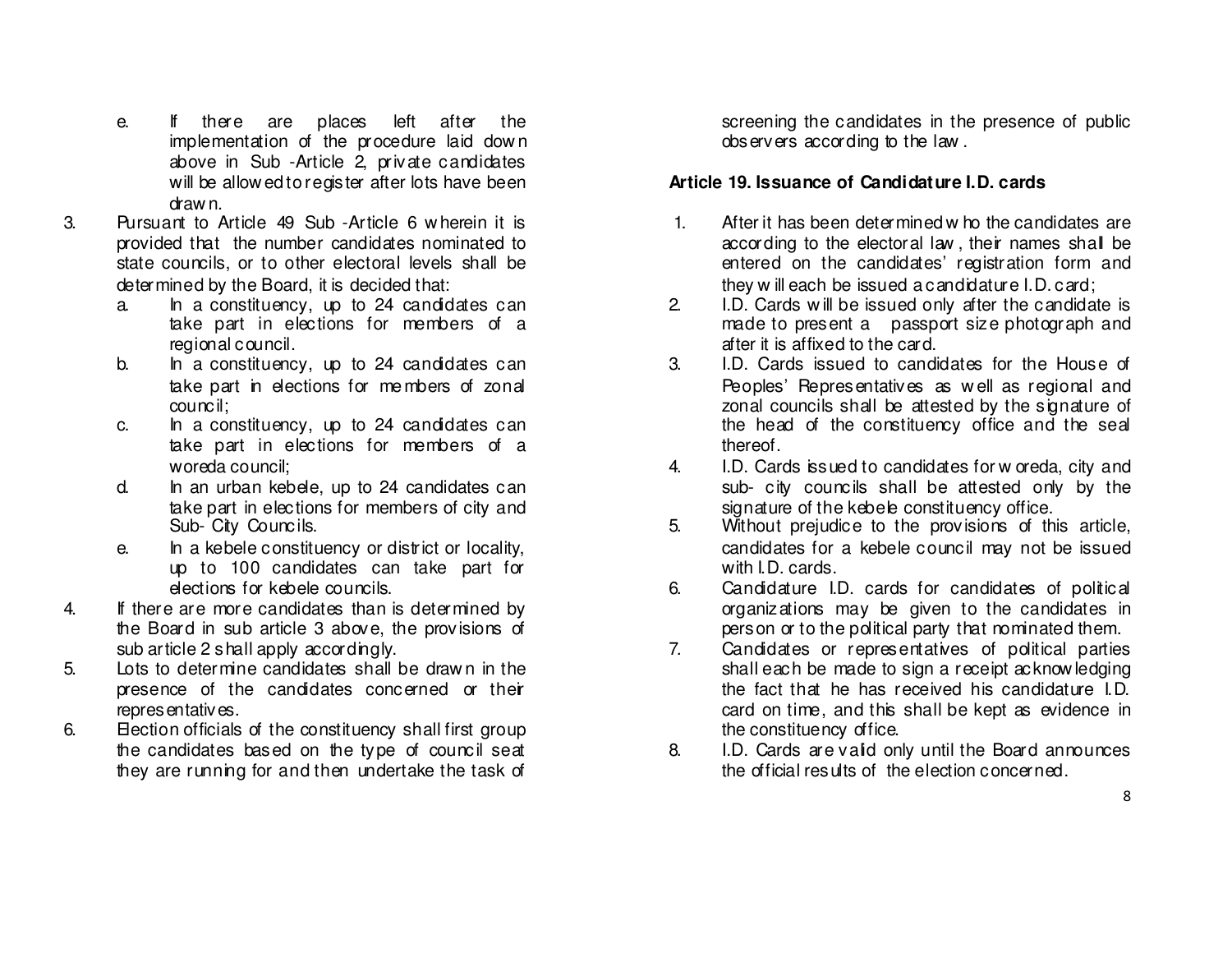e. If there are places left after the implementation of the procedure laid down above in Sub -Article 2, private candidates will be allowed to register after lots have been drawn.

3. Pursuant to Article 49 Sub -Article 6 wherein it is provided that the number candidates nominated to state councils, or to other electoral levels shall be determined by the Board, it is decided that:
   a. In a constituency, up to 24 candidates can take part in elections for members of a regional council.
   b. In a constituency, up to 24 candidates can take part in elections for members of zonal council;
   c. In a constituency, up to 24 candidates can take part in elections for members of a woreda council;
   d. In an urban kebele, up to 24 candidates can take part in elections for members of city and Sub- City Councils.
   e. In a kebele constituency or district or locality, up to 100 candidates can take part for elections for kebele councils.
4. If there are more candidates than is determined by the Board in sub article 3 above, the provisions of sub article 2 shall apply accordingly.
5. Lots to determine candidates shall be drawn in the presence of the candidates concerned or their representatives.
6. Election officials of the constituency shall first group the candidates based on the type of council seat they are running for and then undertake the task of screening the candidates in the presence of public observers according to the law.

**Article 19. Issuance of Candidature I.D. cards**

1. After it has been determined who the candidates are according to the electoral law, their names shall be entered on the candidates' registration form and they will each be issued a candidature I.D. card;
2. I.D. Cards will be issued only after the candidate is made to present a passport size photograph and after it is affixed to the card.
3. I.D. Cards issued to candidates for the House of Peoples' Representatives as well as regional and zonal councils shall be attested by the signature of the head of the constituency office and the seal thereof.
4. I.D. Cards issued to candidates for woreda, city and sub- city councils shall be attested only by the signature of the kebele constituency office.
5. Without prejudice to the provisions of this article, candidates for a kebele council may not be issued with I.D. cards.
6. Candidature I.D. cards for candidates of political organizations may be given to the candidates in person or to the political party that nominated them.
7. Candidates or representatives of political parties shall each be made to sign a receipt acknowledging the fact that he has received his candidature I.D. card on time, and this shall be kept as evidence in the constituency office.
8. I.D. Cards are valid only until the Board announces the official results of the election concerned.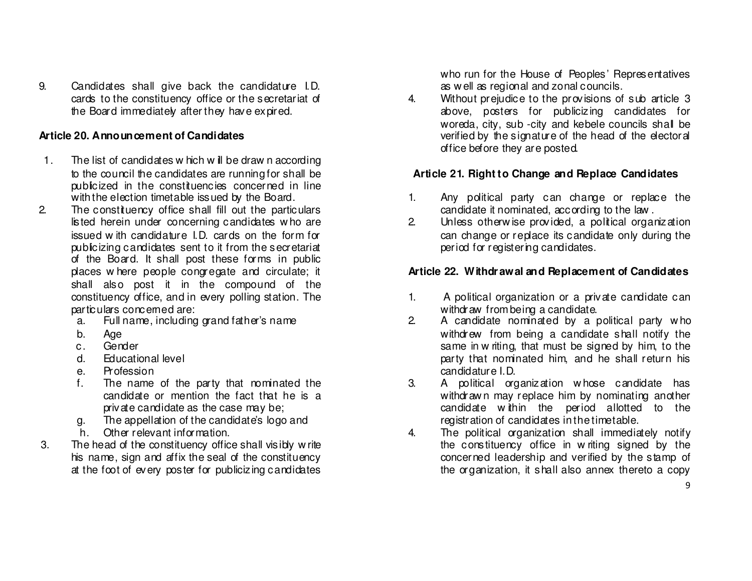9. Candidates shall give back the candidature I.D. cards to the constituency office or the secretariat of the Board immediately after they have expired.

### Article 20. Announcement of Candidates

1. The list of candidates which will be drawn according to the council the candidates are running for shall be publicized in the constituencies concerned in line with the election timetable issued by the Board.
2. The constituency office shall fill out the particulars listed herein under concerning candidates who are issued with candidature I.D. cards on the form for publicizing candidates sent to it from the secretariat of the Board. It shall post these forms in public places where people congregate and circulate; it shall also post it in the compound of the constituency office, and in every polling station. The particulars concerned are:
   a. Full name, including grand father's name
   b. Age
   c. Gender
   d. Educational level
   e. Profession
   f. The name of the party that nominated the candidate or mention the fact that he is a private candidate as the case may be;
   g. The appellation of the candidate's logo and
   h. Other relevant information.
3. The head of the constituency office shall visibly write his name, sign and affix the seal of the constituency at the foot of every poster for publicizing candidates who run for the House of Peoples' Representatives as well as regional and zonal councils.
4. Without prejudice to the provisions of sub article 3 above, posters for publicizing candidates for woreda, city, sub -city and kebele councils shall be verified by the signature of the head of the electoral office before they are posted.

### Article 21. Right to Change and Replace Candidates

1. Any political party can change or replace the candidate it nominated, according to the law .
2. Unless otherwise provided, a political organization can change or replace its candidate only during the period for registering candidates.

### Article 22. Withdrawal and Replacement of Candidates

1. A political organization or a private candidate can withdraw from being a candidate.
2. A candidate nominated by a political party who withdrew from being a candidate shall notify the same in writing, that must be signed by him, to the party that nominated him, and he shall return his candidature I.D.
3. A political organization whose candidate has withdrawn may replace him by nominating another candidate within the period allotted to the registration of candidates in the timetable.
4. The political organization shall immediately notify the constituency office in writing signed by the concerned leadership and verified by the stamp of the organization, it shall also annex thereto a copy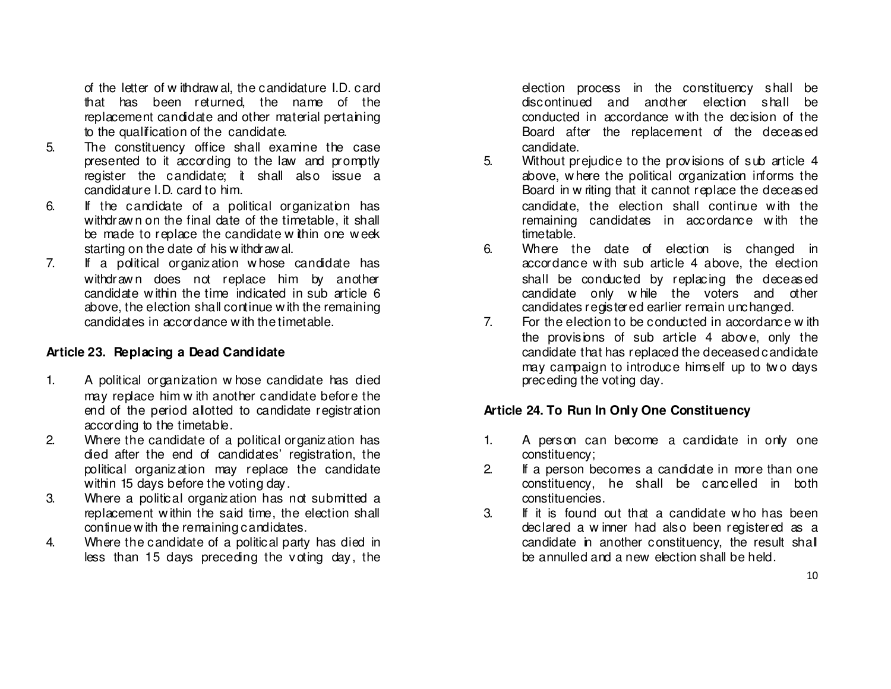of the letter of withdrawal, the candidature I.D. card that has been returned, the name of the replacement candidate and other material pertaining to the qualification of the candidate.

5. The constituency office shall examine the case presented to it according to the law and promptly register the candidate; it shall also issue a candidature I.D. card to him.
6. If the candidate of a political organization has withdrawn on the final date of the timetable, it shall be made to replace the candidate within one week starting on the date of his withdrawal.
7. If a political organization whose candidate has withdrawn does not replace him by another candidate within the time indicated in sub article 6 above, the election shall continue with the remaining candidates in accordance with the timetable.

### Article 23. Replacing a Dead Candidate

1. A political organization whose candidate has died may replace him with another candidate before the end of the period allotted to candidate registration according to the timetable.
2. Where the candidate of a political organization has died after the end of candidates' registration, the political organization may replace the candidate within 15 days before the voting day.
3. Where a political organization has not submitted a replacement within the said time, the election shall continue with the remaining candidates.
4. Where the candidate of a political party has died in less than 15 days preceding the voting day, the election process in the constituency shall be discontinued and another election shall be conducted in accordance with the decision of the Board after the replacement of the deceased candidate.
5. Without prejudice to the provisions of sub article 4 above, where the political organization informs the Board in writing that it cannot replace the deceased candidate, the election shall continue with the remaining candidates in accordance with the timetable.
6. Where the date of election is changed in accordance with sub article 4 above, the election shall be conducted by replacing the deceased candidate only while the voters and other candidates registered earlier remain unchanged.
7. For the election to be conducted in accordance with the provisions of sub article 4 above, only the candidate that has replaced the deceased candidate may campaign to introduce himself up to two days preceding the voting day.

### Article 24. To Run In Only One Constituency

1. A person can become a candidate in only one constituency;
2. If a person becomes a candidate in more than one constituency, he shall be cancelled in both constituencies.
3. If it is found out that a candidate who has been declared a winner had also been registered as a candidate in another constituency, the result shall be annulled and a new election shall be held.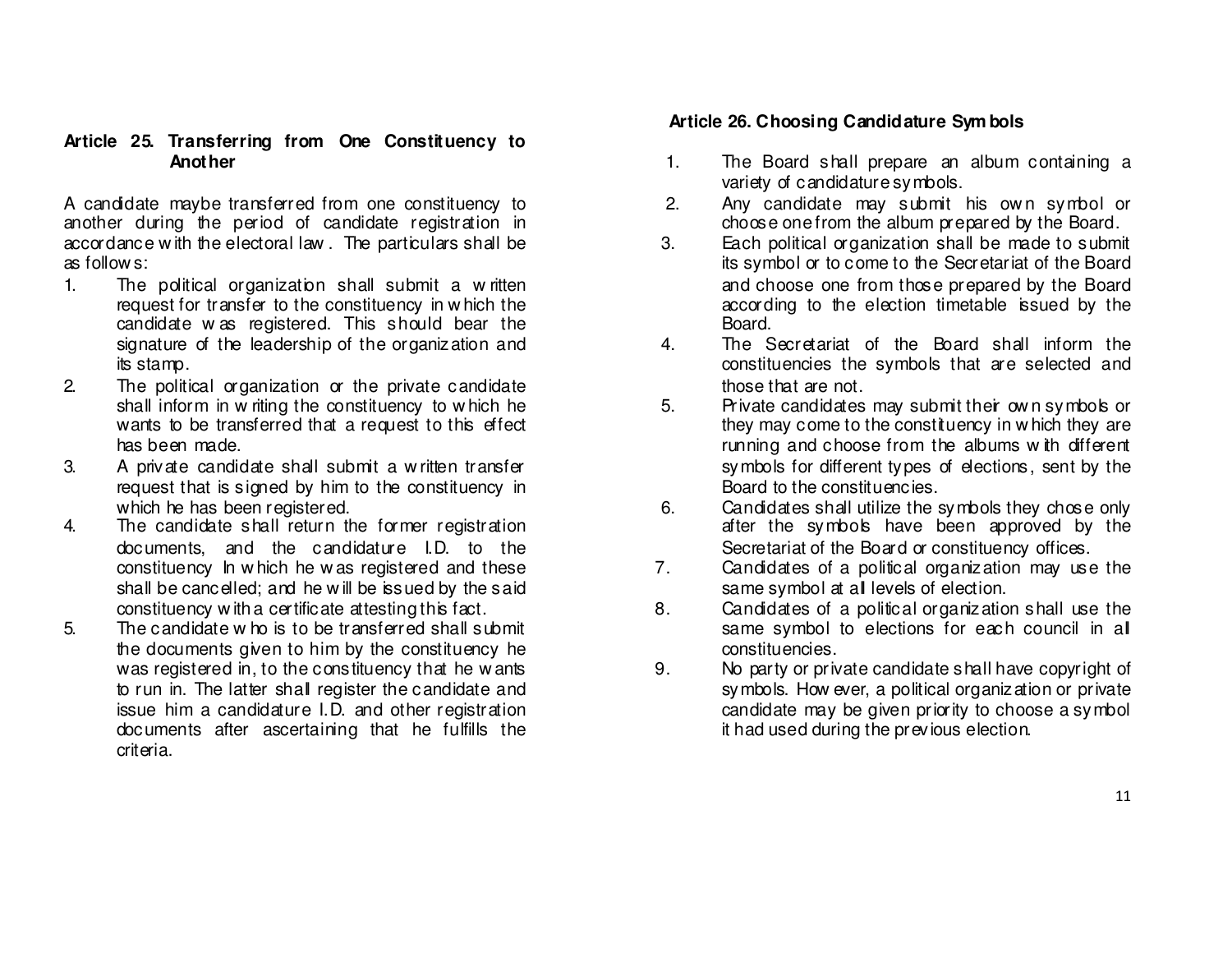### Article 25. Transferring from One Constituency to Another

A candidate maybe transferred from one constituency to another during the period of candidate registration in accordance with the electoral law. The particulars shall be as follows:

1. The political organization shall submit a written request for transfer to the constituency in which the candidate was registered. This should bear the signature of the leadership of the organization and its stamp.
2. The political organization or the private candidate shall inform in writing the constituency to which he wants to be transferred that a request to this effect has been made.
3. A private candidate shall submit a written transfer request that is signed by him to the constituency in which he has been registered.
4. The candidate shall return the former registration documents, and the candidature I.D. to the constituency In which he was registered and these shall be cancelled; and he will be issued by the said constituency with a certificate attesting this fact.
5. The candidate who is to be transferred shall submit the documents given to him by the constituency he was registered in, to the constituency that he wants to run in. The latter shall register the candidate and issue him a candidature I.D. and other registration documents after ascertaining that he fulfills the criteria.

### Article 26. Choosing Candidature Symbols

1. The Board shall prepare an album containing a variety of candidature symbols.
2. Any candidate may submit his own symbol or choose one from the album prepared by the Board.
3. Each political organization shall be made to submit its symbol or to come to the Secretariat of the Board and choose one from those prepared by the Board according to the election timetable issued by the Board.
4. The Secretariat of the Board shall inform the constituencies the symbols that are selected and those that are not.
5. Private candidates may submit their own symbols or they may come to the constituency in which they are running and choose from the albums with different symbols for different types of elections, sent by the Board to the constituencies.
6. Candidates shall utilize the symbols they chose only after the symbols have been approved by the Secretariat of the Board or constituency offices.
7. Candidates of a political organization may use the same symbol at all levels of election.
8. Candidates of a political organization shall use the same symbol to elections for each council in all constituencies.
9. No party or private candidate shall have copyright of symbols. However, a political organization or private candidate may be given priority to choose a symbol it had used during the previous election.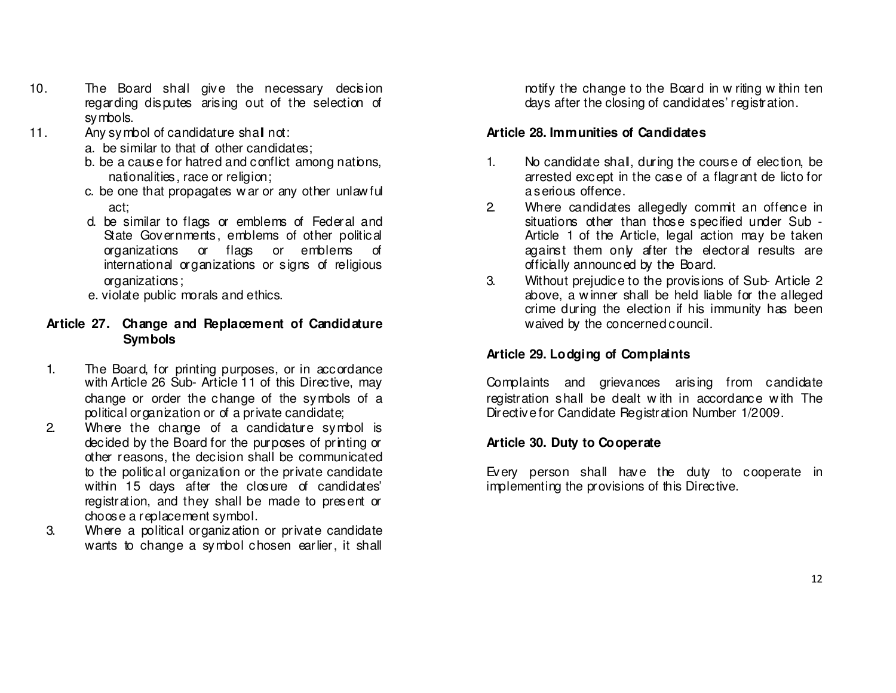10. The Board shall give the necessary decision regarding disputes arising out of the selection of symbols.
11. Any symbol of candidature shall not:
    a. be similar to that of other candidates;
    b. be a cause for hatred and conflict among nations, nationalities, race or religion;
    c. be one that propagates war or any other unlawful act;
    d. be similar to flags or emblems of Federal and State Governments, emblems of other political organizations or flags or emblems of international organizations or signs of religious organizations;
    e. violate public morals and ethics.

### Article 27. Change and Replacement of Candidature Symbols

1. The Board, for printing purposes, or in accordance with Article 26 Sub- Article 11 of this Directive, may change or order the change of the symbols of a political organization or of a private candidate;
2. Where the change of a candidature symbol is decided by the Board for the purposes of printing or other reasons, the decision shall be communicated to the political organization or the private candidate within 15 days after the closure of candidates' registration, and they shall be made to present or choose a replacement symbol.
3. Where a political organization or private candidate wants to change a symbol chosen earlier, it shall notify the change to the Board in writing within ten days after the closing of candidates' registration.

### Article 28. Immunities of Candidates

1. No candidate shall, during the course of election, be arrested except in the case of a flagrant de licto for a serious offence.
2. Where candidates allegedly commit an offence in situations other than those specified under Sub - Article 1 of the Article, legal action may be taken against them only after the electoral results are officially announced by the Board.
3. Without prejudice to the provisions of Sub- Article 2 above, a winner shall be held liable for the alleged crime during the election if his immunity has been waived by the concerned council.

### Article 29. Lodging of Complaints

Complaints and grievances arising from candidate registration shall be dealt with in accordance with The Directive for Candidate Registration Number 1/2009.

### Article 30. Duty to Cooperate

Every person shall have the duty to cooperate in implementing the provisions of this Directive.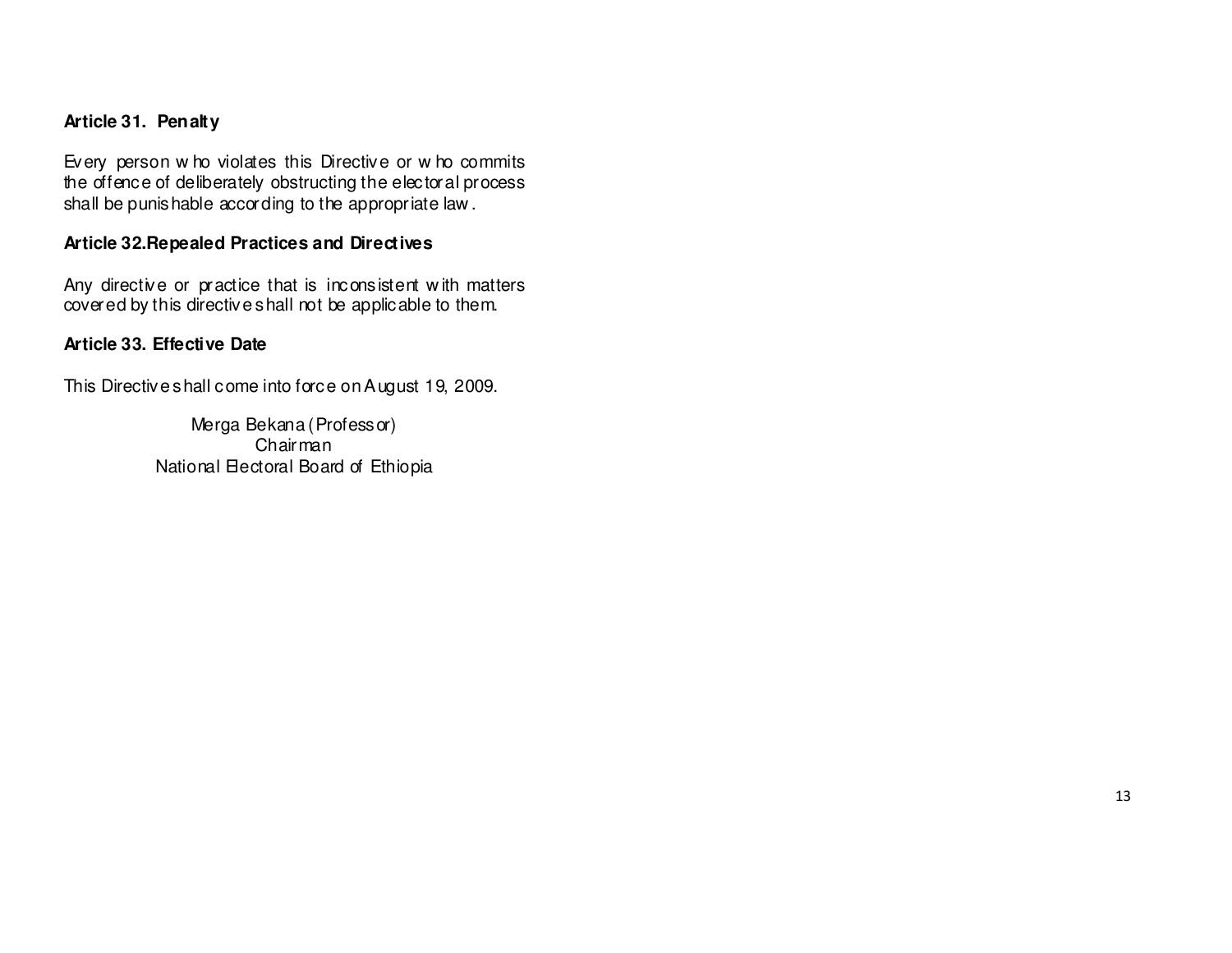**Article 31. Penalty**

Every person who violates this Directive or who commits the offence of deliberately obstructing the electoral process shall be punishable according to the appropriate law.

**Article 32.Repealed Practices and Directives**

Any directive or practice that is inconsistent with matters covered by this directive shall not be applicable to them.

**Article 33. Effective Date**

This Directive shall come into force on August 19, 2009.

Merga Bekana (Professor)
Chairman
National Electoral Board of Ethiopia